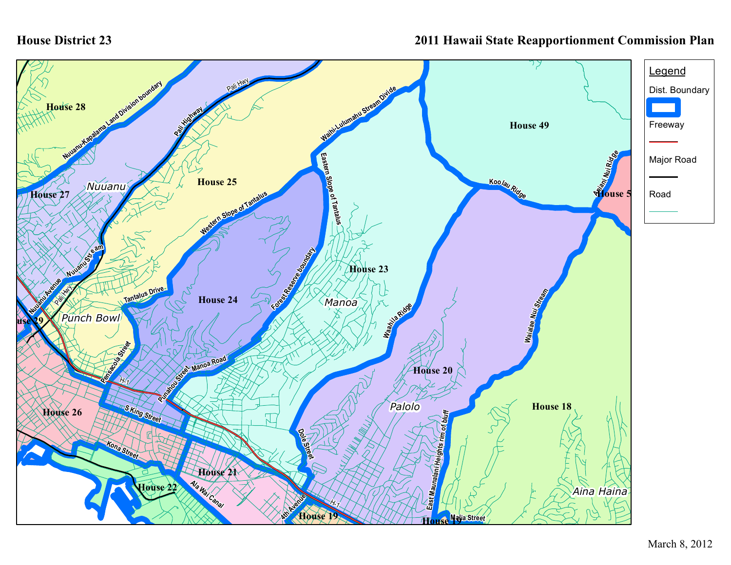# House District 23

## 2011 Hawaii State Reapportionment Commission Plan

**Legend**

- Dist. Boundary
- Freeway
- Major Road
- Road

House 28

House 27

House 25

House 49

House 23

House 24

House 20

House 18

House 26

House 21

House 22

House 19

House 29

House 5

Nuuanu

Punch Bowl

Manoa

Palolo

Aina Haina

Nuuanu-Kapalama Land Division boundary

Pali Highway

Pali Hwy

Waihi-Lulumahu Stream Divide

Eastern Slope of Tantalus

Western Slope of Tantalus

Forest Reserve boundary

Koolau Ridge

Kainui Ridge

Nuuanu Stream

Nuuanu Avenue

Tantalus Drive

Pensacola Street

Punahou Street

Manoa Road

Waahila Ridge

Waialae Nui Stream

East Maunalani Heights rim of bluff

Dole Street

S King Street

H-1

Kona Street

Ala Wai Canal

4th Avenue

Malia Street

March 8, 2012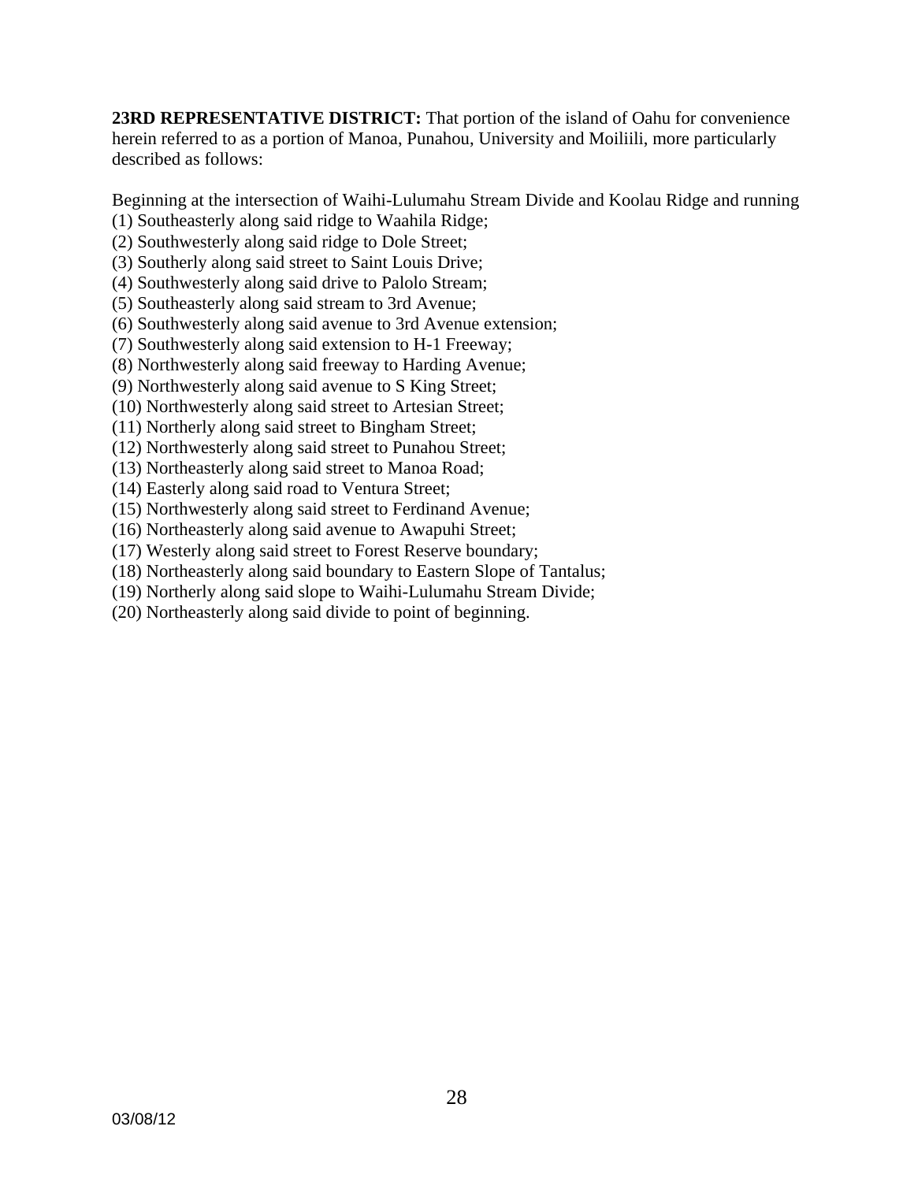**23RD REPRESENTATIVE DISTRICT:** That portion of the island of Oahu for convenience herein referred to as a portion of Manoa, Punahou, University and Moiliili, more particularly described as follows:

Beginning at the intersection of Waihi-Lulumahu Stream Divide and Koolau Ridge and running
(1) Southeasterly along said ridge to Waahila Ridge;
(2) Southwesterly along said ridge to Dole Street;
(3) Southerly along said street to Saint Louis Drive;
(4) Southwesterly along said drive to Palolo Stream;
(5) Southeasterly along said stream to 3rd Avenue;
(6) Southwesterly along said avenue to 3rd Avenue extension;
(7) Southwesterly along said extension to H-1 Freeway;
(8) Northwesterly along said freeway to Harding Avenue;
(9) Northwesterly along said avenue to S King Street;
(10) Northwesterly along said street to Artesian Street;
(11) Northerly along said street to Bingham Street;
(12) Northwesterly along said street to Punahou Street;
(13) Northeasterly along said street to Manoa Road;
(14) Easterly along said road to Ventura Street;
(15) Northwesterly along said street to Ferdinand Avenue;
(16) Northeasterly along said avenue to Awapuhi Street;
(17) Westerly along said street to Forest Reserve boundary;
(18) Northeasterly along said boundary to Eastern Slope of Tantalus;
(19) Northerly along said slope to Waihi-Lulumahu Stream Divide;
(20) Northeasterly along said divide to point of beginning.

03/08/12